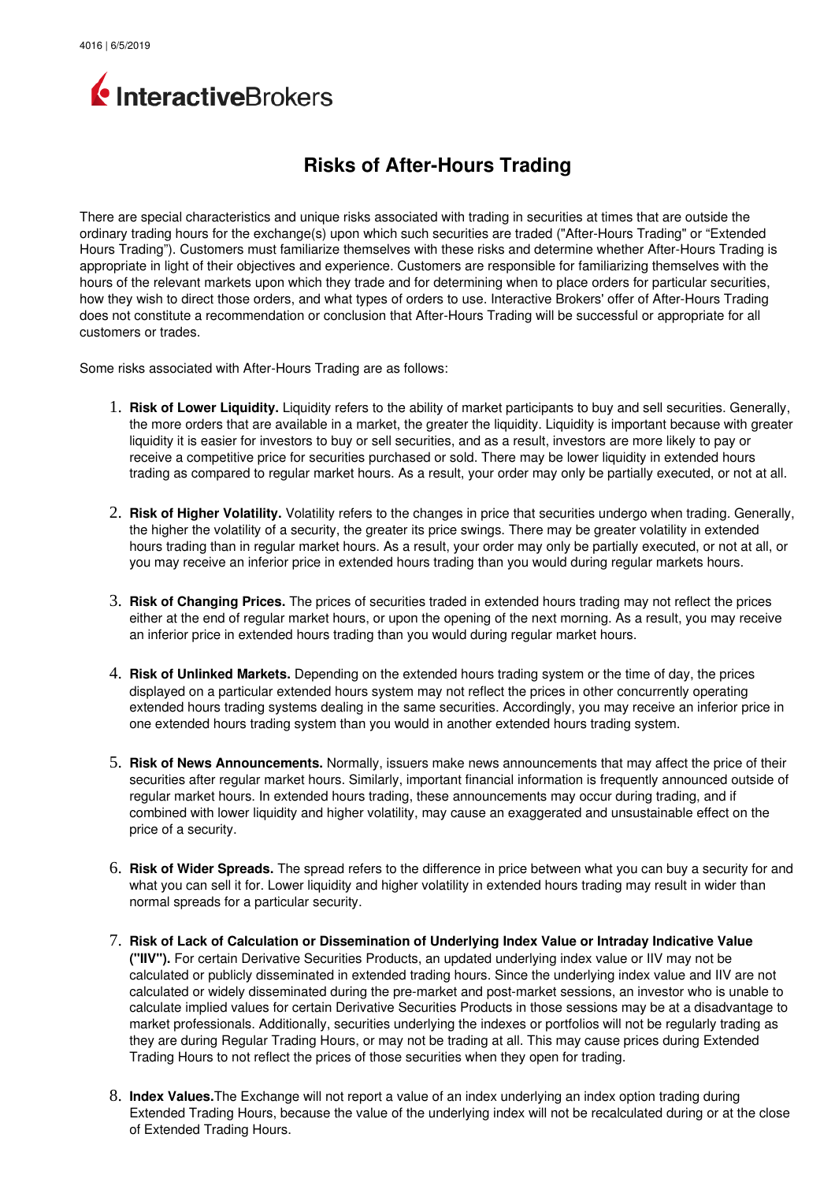# Risks of After-Hours Trading

There are special characteristics and unique risks associated with trading in securities at times that are outside the ordinary trading hours for the exchange(s) upon which such securities are traded ("After-Hours Trading" or "Extended Hours Trading"). Customers must familiarize themselves with these risks and determine whether After-Hours Trading is appropriate in light of their objectives and experience. Customers are responsible for familiarizing themselves with the hours of the relevant markets upon which they trade and for determining when to place orders for particular securities, how they wish to direct those orders, and what types of orders to use. Interactive Brokers' offer of After-Hours Trading does not constitute a recommendation or conclusion that After-Hours Trading will be successful or appropriate for all customers or trades.

Some risks associated with After-Hours Trading are as follows:

1. **Risk of Lower Liquidity.** Liquidity refers to the ability of market participants to buy and sell securities. Generally, the more orders that are available in a market, the greater the liquidity. Liquidity is important because with greater liquidity it is easier for investors to buy or sell securities, and as a result, investors are more likely to pay or receive a competitive price for securities purchased or sold. There may be lower liquidity in extended hours trading as compared to regular market hours. As a result, your order may only be partially executed, or not at all.

2. **Risk of Higher Volatility.** Volatility refers to the changes in price that securities undergo when trading. Generally, the higher the volatility of a security, the greater its price swings. There may be greater volatility in extended hours trading than in regular market hours. As a result, your order may only be partially executed, or not at all, or you may receive an inferior price in extended hours trading than you would during regular markets hours.

3. **Risk of Changing Prices.** The prices of securities traded in extended hours trading may not reflect the prices either at the end of regular market hours, or upon the opening of the next morning. As a result, you may receive an inferior price in extended hours trading than you would during regular market hours.

4. **Risk of Unlinked Markets.** Depending on the extended hours trading system or the time of day, the prices displayed on a particular extended hours system may not reflect the prices in other concurrently operating extended hours trading systems dealing in the same securities. Accordingly, you may receive an inferior price in one extended hours trading system than you would in another extended hours trading system.

5. **Risk of News Announcements.** Normally, issuers make news announcements that may affect the price of their securities after regular market hours. Similarly, important financial information is frequently announced outside of regular market hours. In extended hours trading, these announcements may occur during trading, and if combined with lower liquidity and higher volatility, may cause an exaggerated and unsustainable effect on the price of a security.

6. **Risk of Wider Spreads.** The spread refers to the difference in price between what you can buy a security for and what you can sell it for. Lower liquidity and higher volatility in extended hours trading may result in wider than normal spreads for a particular security.

7. **Risk of Lack of Calculation or Dissemination of Underlying Index Value or Intraday Indicative Value ("IIV").** For certain Derivative Securities Products, an updated underlying index value or IIV may not be calculated or publicly disseminated in extended trading hours. Since the underlying index value and IIV are not calculated or widely disseminated during the pre-market and post-market sessions, an investor who is unable to calculate implied values for certain Derivative Securities Products in those sessions may be at a disadvantage to market professionals. Additionally, securities underlying the indexes or portfolios will not be regularly trading as they are during Regular Trading Hours, or may not be trading at all. This may cause prices during Extended Trading Hours to not reflect the prices of those securities when they open for trading.

8. **Index Values.** The Exchange will not report a value of an index underlying an index option trading during Extended Trading Hours, because the value of the underlying index will not be recalculated during or at the close of Extended Trading Hours.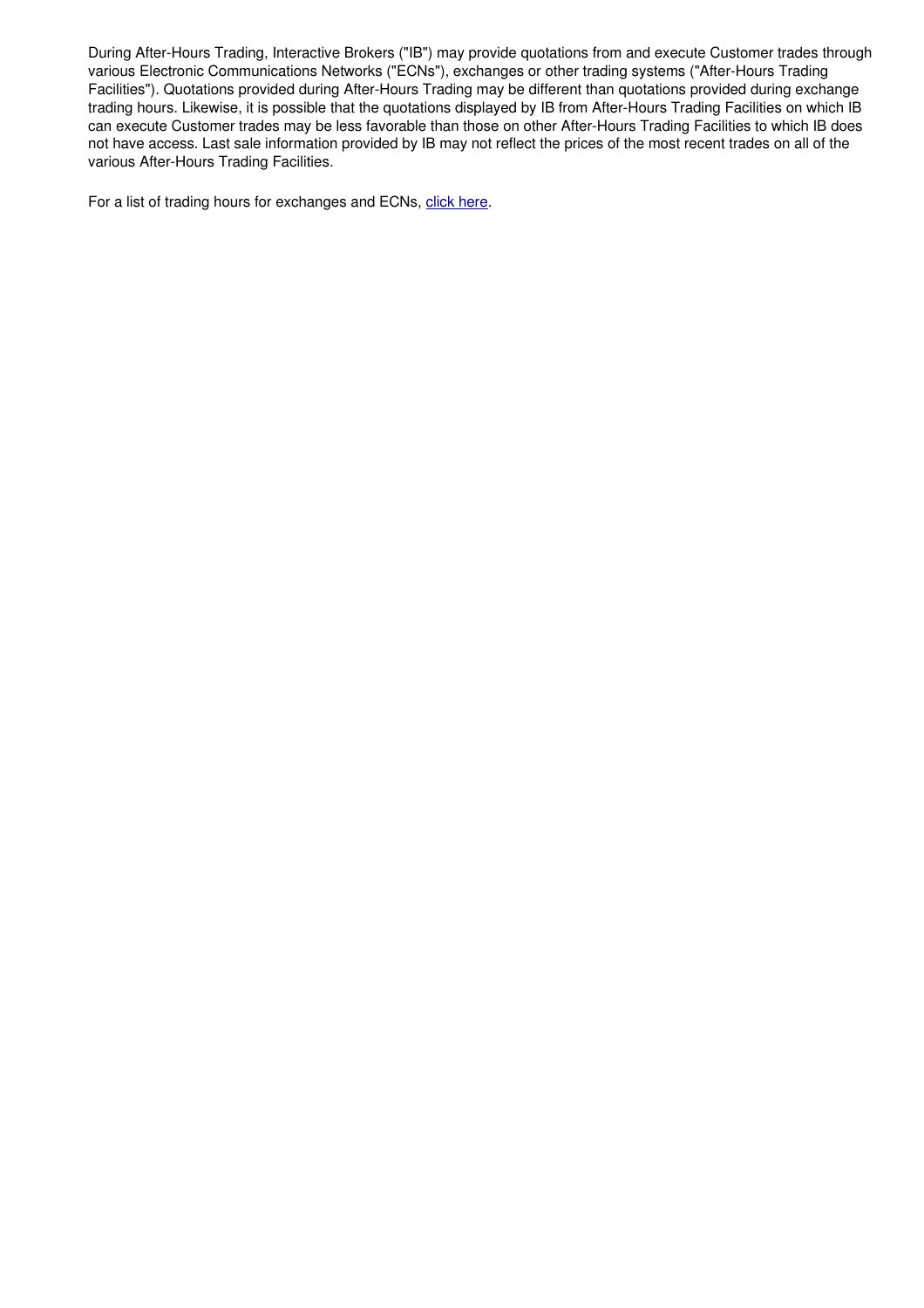During After-Hours Trading, Interactive Brokers ("IB") may provide quotations from and execute Customer trades through various Electronic Communications Networks ("ECNs"), exchanges or other trading systems ("After-Hours Trading Facilities"). Quotations provided during After-Hours Trading may be different than quotations provided during exchange trading hours. Likewise, it is possible that the quotations displayed by IB from After-Hours Trading Facilities on which IB can execute Customer trades may be less favorable than those on other After-Hours Trading Facilities to which IB does not have access. Last sale information provided by IB may not reflect the prices of the most recent trades on all of the various After-Hours Trading Facilities.

For a list of trading hours for exchanges and ECNs, click here.